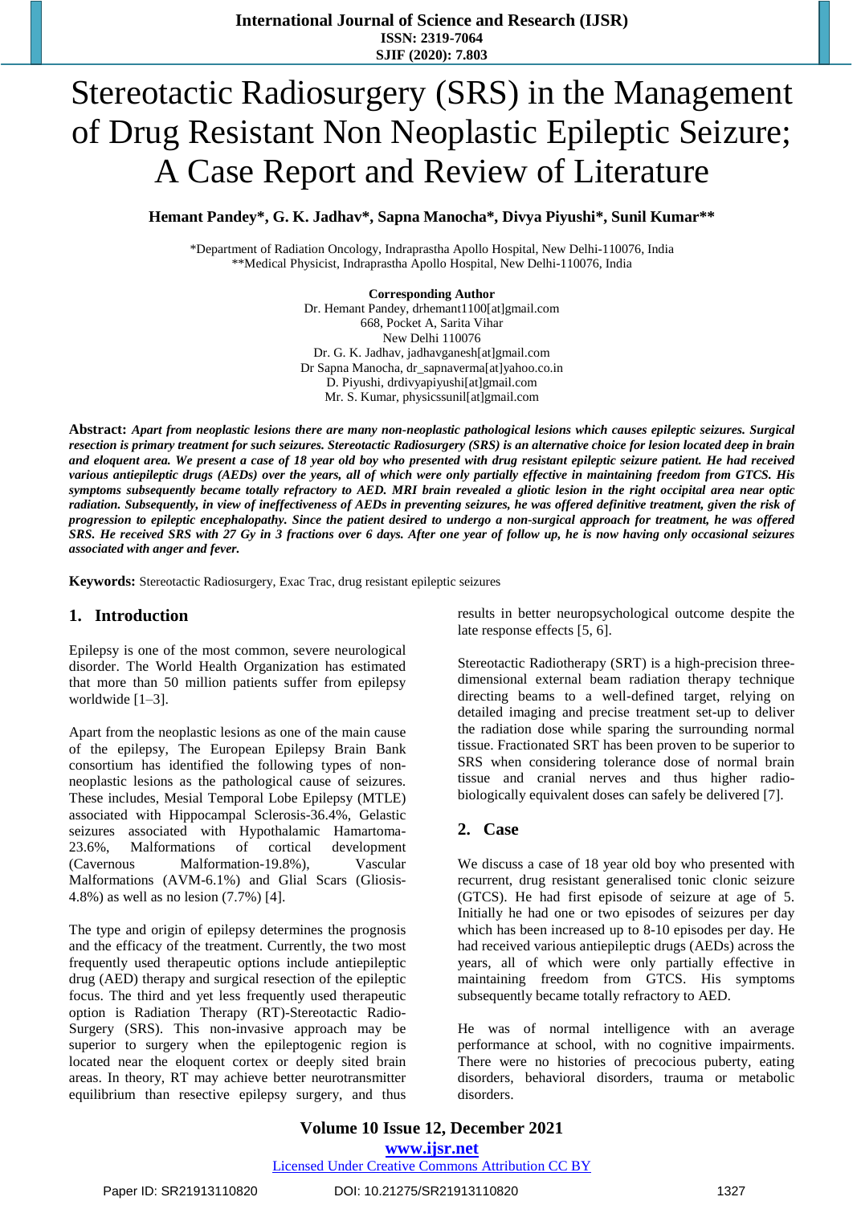# Stereotactic Radiosurgery (SRS) in the Management of Drug Resistant Non Neoplastic Epileptic Seizure; A Case Report and Review of Literature

**Hemant Pandey*, G. K. Jadhav*, Sapna Manocha*, Divya Piyushi*, Sunil Kumar****

*Department of Radiation Oncology, Indraprastha Apollo Hospital, New Delhi-110076, India
**Medical Physicist, Indraprastha Apollo Hospital, New Delhi-110076, India

**Corresponding Author**
Dr. Hemant Pandey, drhemant1100[at]gmail.com
668, Pocket A, Sarita Vihar
New Delhi 110076
Dr. G. K. Jadhav, jadhavganesh[at]gmail.com
Dr Sapna Manocha, dr_sapnaverma[at]yahoo.co.in
D. Piyushi, drdivyapiyushi[at]gmail.com
Mr. S. Kumar, physicssunil[at]gmail.com

**Abstract:** ***Apart from neoplastic lesions there are many non-neoplastic pathological lesions which causes epileptic seizures. Surgical resection is primary treatment for such seizures. Stereotactic Radiosurgery (SRS) is an alternative choice for lesion located deep in brain and eloquent area. We present a case of 18 year old boy who presented with drug resistant epileptic seizure patient. He had received various antiepileptic drugs (AEDs) over the years, all of which were only partially effective in maintaining freedom from GTCS. His symptoms subsequently became totally refractory to AED. MRI brain revealed a gliotic lesion in the right occipital area near optic radiation. Subsequently, in view of ineffectiveness of AEDs in preventing seizures, he was offered definitive treatment, given the risk of progression to epileptic encephalopathy. Since the patient desired to undergo a non-surgical approach for treatment, he was offered SRS. He received SRS with 27 Gy in 3 fractions over 6 days. After one year of follow up, he is now having only occasional seizures associated with anger and fever.***

**Keywords:** Stereotactic Radiosurgery, Exac Trac, drug resistant epileptic seizures

## 1. Introduction

Epilepsy is one of the most common, severe neurological disorder. The World Health Organization has estimated that more than 50 million patients suffer from epilepsy worldwide [1–3].

Apart from the neoplastic lesions as one of the main cause of the epilepsy, The European Epilepsy Brain Bank consortium has identified the following types of non-neoplastic lesions as the pathological cause of seizures. These includes, Mesial Temporal Lobe Epilepsy (MTLE) associated with Hippocampal Sclerosis-36.4%, Gelastic seizures associated with Hypothalamic Hamartoma-23.6%, Malformations of cortical development (Cavernous Malformation-19.8%), Vascular Malformations (AVM-6.1%) and Glial Scars (Gliosis-4.8%) as well as no lesion (7.7%) [4].

The type and origin of epilepsy determines the prognosis and the efficacy of the treatment. Currently, the two most frequently used therapeutic options include antiepileptic drug (AED) therapy and surgical resection of the epileptic focus. The third and yet less frequently used therapeutic option is Radiation Therapy (RT)-Stereotactic Radio-Surgery (SRS). This non-invasive approach may be superior to surgery when the epileptogenic region is located near the eloquent cortex or deeply sited brain areas. In theory, RT may achieve better neurotransmitter equilibrium than resective epilepsy surgery, and thus results in better neuropsychological outcome despite the late response effects [5, 6].

Stereotactic Radiotherapy (SRT) is a high-precision three-dimensional external beam radiation therapy technique directing beams to a well-defined target, relying on detailed imaging and precise treatment set-up to deliver the radiation dose while sparing the surrounding normal tissue. Fractionated SRT has been proven to be superior to SRS when considering tolerance dose of normal brain tissue and cranial nerves and thus higher radio-biologically equivalent doses can safely be delivered [7].

## 2. Case

We discuss a case of 18 year old boy who presented with recurrent, drug resistant generalised tonic clonic seizure (GTCS). He had first episode of seizure at age of 5. Initially he had one or two episodes of seizures per day which has been increased up to 8-10 episodes per day. He had received various antiepileptic drugs (AEDs) across the years, all of which were only partially effective in maintaining freedom from GTCS. His symptoms subsequently became totally refractory to AED.

He was of normal intelligence with an average performance at school, with no cognitive impairments. There were no histories of precocious puberty, eating disorders, behavioral disorders, trauma or metabolic disorders.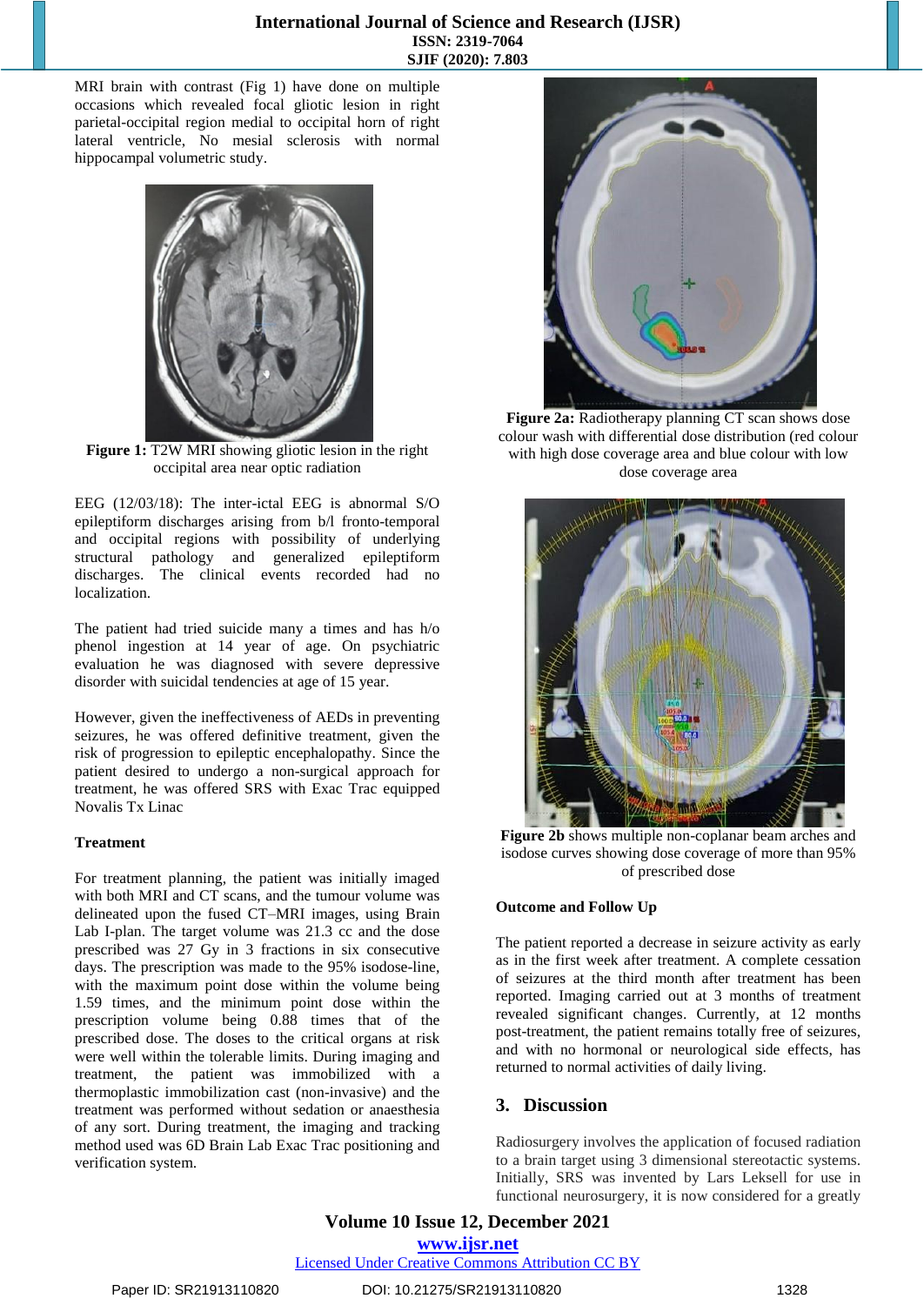MRI brain with contrast (Fig 1) have done on multiple occasions which revealed focal gliotic lesion in right parietal-occipital region medial to occipital horn of right lateral ventricle, No mesial sclerosis with normal hippocampal volumetric study.

**Figure 1:** T2W MRI showing gliotic lesion in the right occipital area near optic radiation

EEG (12/03/18): The inter-ictal EEG is abnormal S/O epileptiform discharges arising from b/l fronto-temporal and occipital regions with possibility of underlying structural pathology and generalized epileptiform discharges. The clinical events recorded had no localization.

The patient had tried suicide many a times and has h/o phenol ingestion at 14 year of age. On psychiatric evaluation he was diagnosed with severe depressive disorder with suicidal tendencies at age of 15 year.

However, given the ineffectiveness of AEDs in preventing seizures, he was offered definitive treatment, given the risk of progression to epileptic encephalopathy. Since the patient desired to undergo a non-surgical approach for treatment, he was offered SRS with Exac Trac equipped Novalis Tx Linac

**Treatment**

For treatment planning, the patient was initially imaged with both MRI and CT scans, and the tumour volume was delineated upon the fused CT–MRI images, using Brain Lab I-plan. The target volume was 21.3 cc and the dose prescribed was 27 Gy in 3 fractions in six consecutive days. The prescription was made to the 95% isodose-line, with the maximum point dose within the volume being 1.59 times, and the minimum point dose within the prescription volume being 0.88 times that of the prescribed dose. The doses to the critical organs at risk were well within the tolerable limits. During imaging and treatment, the patient was immobilized with a thermoplastic immobilization cast (non-invasive) and the treatment was performed without sedation or anaesthesia of any sort. During treatment, the imaging and tracking method used was 6D Brain Lab Exac Trac positioning and verification system.

**Figure 2a:** Radiotherapy planning CT scan shows dose colour wash with differential dose distribution (red colour with high dose coverage area and blue colour with low dose coverage area

**Figure 2b** shows multiple non-coplanar beam arches and isodose curves showing dose coverage of more than 95% of prescribed dose

**Outcome and Follow Up**

The patient reported a decrease in seizure activity as early as in the first week after treatment. A complete cessation of seizures at the third month after treatment has been reported. Imaging carried out at 3 months of treatment revealed significant changes. Currently, at 12 months post-treatment, the patient remains totally free of seizures, and with no hormonal or neurological side effects, has returned to normal activities of daily living.

## 3. Discussion

Radiosurgery involves the application of focused radiation to a brain target using 3 dimensional stereotactic systems. Initially, SRS was invented by Lars Leksell for use in functional neurosurgery, it is now considered for a greatly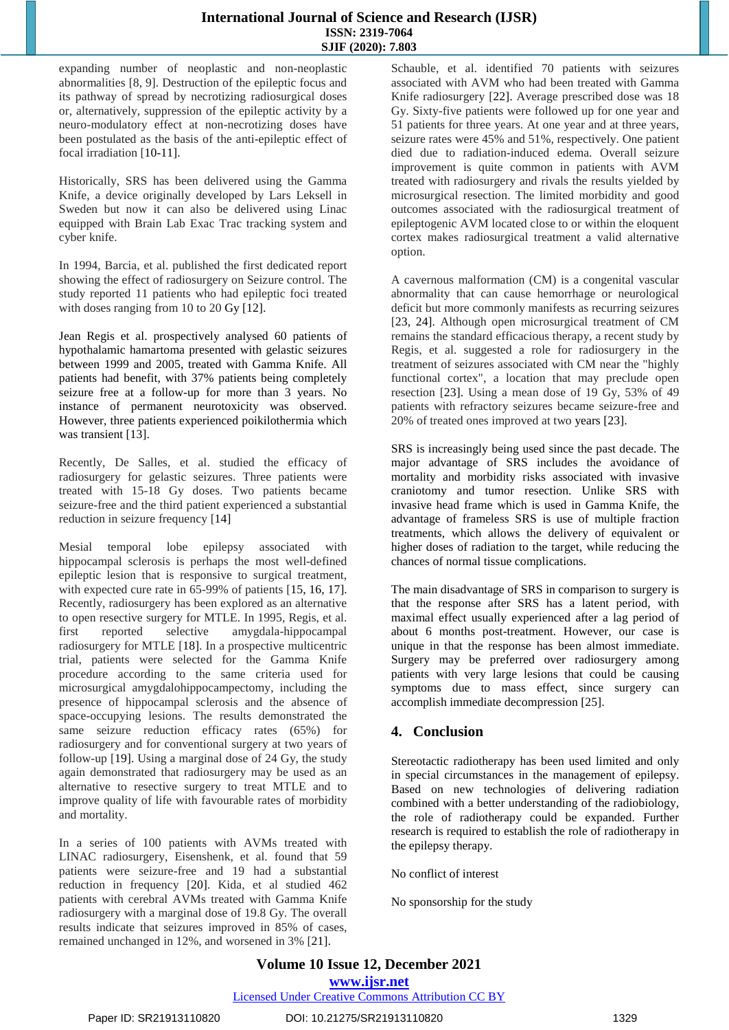expanding number of neoplastic and non-neoplastic abnormalities [8, 9]. Destruction of the epileptic focus and its pathway of spread by necrotizing radiosurgical doses or, alternatively, suppression of the epileptic activity by a neuro-modulatory effect at non-necrotizing doses have been postulated as the basis of the anti-epileptic effect of focal irradiation [10-11].

Historically, SRS has been delivered using the Gamma Knife, a device originally developed by Lars Leksell in Sweden but now it can also be delivered using Linac equipped with Brain Lab Exac Trac tracking system and cyber knife.

In 1994, Barcia, et al. published the first dedicated report showing the effect of radiosurgery on Seizure control. The study reported 11 patients who had epileptic foci treated with doses ranging from 10 to 20 Gy [12].

Jean Regis et al. prospectively analysed 60 patients of hypothalamic hamartoma presented with gelastic seizures between 1999 and 2005, treated with Gamma Knife. All patients had benefit, with 37% patients being completely seizure free at a follow-up for more than 3 years. No instance of permanent neurotoxicity was observed. However, three patients experienced poikilothermia which was transient [13].

Recently, De Salles, et al. studied the efficacy of radiosurgery for gelastic seizures. Three patients were treated with 15-18 Gy doses. Two patients became seizure-free and the third patient experienced a substantial reduction in seizure frequency [14]

Mesial temporal lobe epilepsy associated with hippocampal sclerosis is perhaps the most well-defined epileptic lesion that is responsive to surgical treatment, with expected cure rate in 65-99% of patients [15, 16, 17]. Recently, radiosurgery has been explored as an alternative to open resective surgery for MTLE. In 1995, Regis, et al. first reported selective amygdala-hippocampal radiosurgery for MTLE [18]. In a prospective multicentric trial, patients were selected for the Gamma Knife procedure according to the same criteria used for microsurgical amygdalohippocampectomy, including the presence of hippocampal sclerosis and the absence of space-occupying lesions. The results demonstrated the same seizure reduction efficacy rates (65%) for radiosurgery and for conventional surgery at two years of follow-up [19]. Using a marginal dose of 24 Gy, the study again demonstrated that radiosurgery may be used as an alternative to resective surgery to treat MTLE and to improve quality of life with favourable rates of morbidity and mortality.

In a series of 100 patients with AVMs treated with LINAC radiosurgery, Eisenshenk, et al. found that 59 patients were seizure-free and 19 had a substantial reduction in frequency [20]. Kida, et al studied 462 patients with cerebral AVMs treated with Gamma Knife radiosurgery with a marginal dose of 19.8 Gy. The overall results indicate that seizures improved in 85% of cases, remained unchanged in 12%, and worsened in 3% [21].

Schauble, et al. identified 70 patients with seizures associated with AVM who had been treated with Gamma Knife radiosurgery [22]. Average prescribed dose was 18 Gy. Sixty-five patients were followed up for one year and 51 patients for three years. At one year and at three years, seizure rates were 45% and 51%, respectively. One patient died due to radiation-induced edema. Overall seizure improvement is quite common in patients with AVM treated with radiosurgery and rivals the results yielded by microsurgical resection. The limited morbidity and good outcomes associated with the radiosurgical treatment of epileptogenic AVM located close to or within the eloquent cortex makes radiosurgical treatment a valid alternative option.

A cavernous malformation (CM) is a congenital vascular abnormality that can cause hemorrhage or neurological deficit but more commonly manifests as recurring seizures [23, 24]. Although open microsurgical treatment of CM remains the standard efficacious therapy, a recent study by Regis, et al. suggested a role for radiosurgery in the treatment of seizures associated with CM near the "highly functional cortex", a location that may preclude open resection [23]. Using a mean dose of 19 Gy, 53% of 49 patients with refractory seizures became seizure-free and 20% of treated ones improved at two years [23].

SRS is increasingly being used since the past decade. The major advantage of SRS includes the avoidance of mortality and morbidity risks associated with invasive craniotomy and tumor resection. Unlike SRS with invasive head frame which is used in Gamma Knife, the advantage of frameless SRS is use of multiple fraction treatments, which allows the delivery of equivalent or higher doses of radiation to the target, while reducing the chances of normal tissue complications.

The main disadvantage of SRS in comparison to surgery is that the response after SRS has a latent period, with maximal effect usually experienced after a lag period of about 6 months post-treatment. However, our case is unique in that the response has been almost immediate. Surgery may be preferred over radiosurgery among patients with very large lesions that could be causing symptoms due to mass effect, since surgery can accomplish immediate decompression [25].

## 4. Conclusion

Stereotactic radiotherapy has been used limited and only in special circumstances in the management of epilepsy. Based on new technologies of delivering radiation combined with a better understanding of the radiobiology, the role of radiotherapy could be expanded. Further research is required to establish the role of radiotherapy in the epilepsy therapy.

No conflict of interest

No sponsorship for the study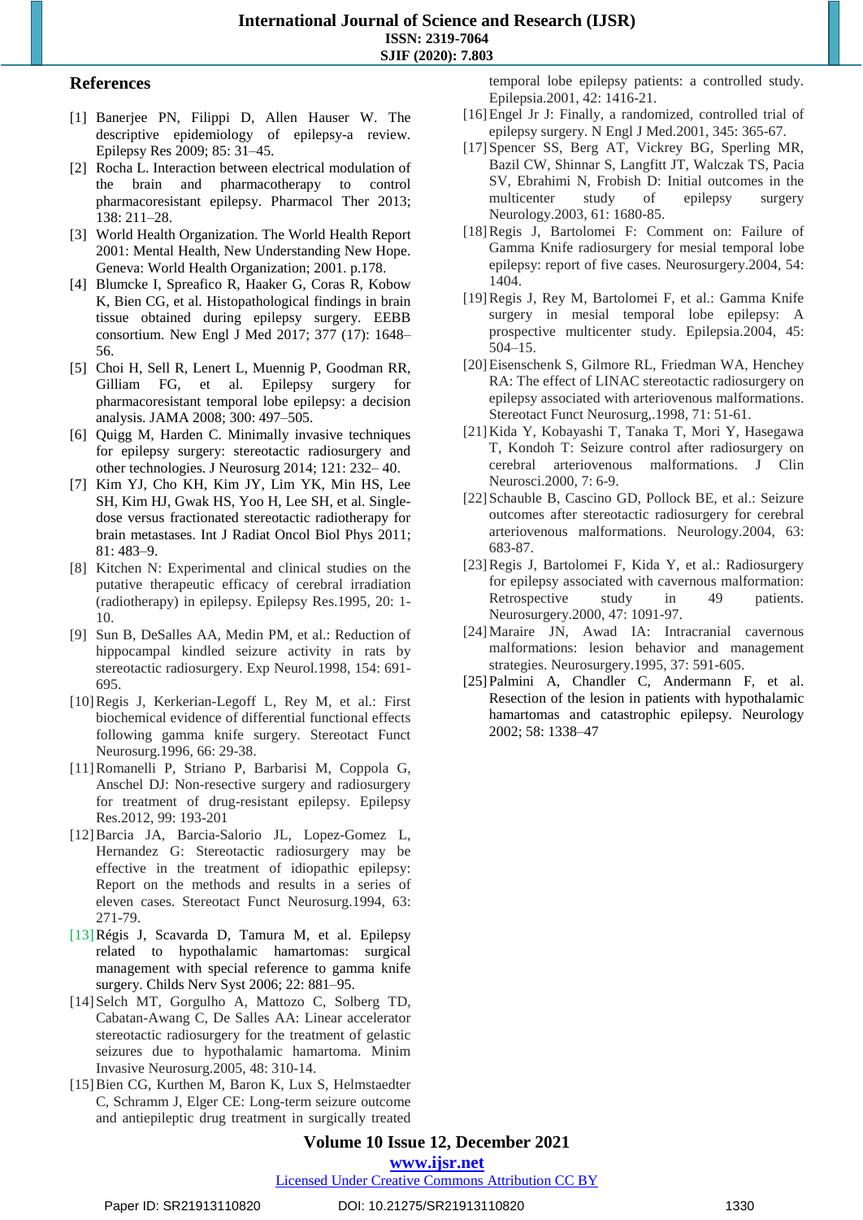## References

[1] Banerjee PN, Filippi D, Allen Hauser W. The descriptive epidemiology of epilepsy-a review. Epilepsy Res 2009; 85: 31–45.

[2] Rocha L. Interaction between electrical modulation of the brain and pharmacotherapy to control pharmacoresistant epilepsy. Pharmacol Ther 2013; 138: 211–28.

[3] World Health Organization. The World Health Report 2001: Mental Health, New Understanding New Hope. Geneva: World Health Organization; 2001. p.178.

[4] Blumcke I, Spreafico R, Haaker G, Coras R, Kobow K, Bien CG, et al. Histopathological findings in brain tissue obtained during epilepsy surgery. EEBB consortium. New Engl J Med 2017; 377 (17): 1648–56.

[5] Choi H, Sell R, Lenert L, Muennig P, Goodman RR, Gilliam FG, et al. Epilepsy surgery for pharmacoresistant temporal lobe epilepsy: a decision analysis. JAMA 2008; 300: 497–505.

[6] Quigg M, Harden C. Minimally invasive techniques for epilepsy surgery: stereotactic radiosurgery and other technologies. J Neurosurg 2014; 121: 232– 40.

[7] Kim YJ, Cho KH, Kim JY, Lim YK, Min HS, Lee SH, Kim HJ, Gwak HS, Yoo H, Lee SH, et al. Single-dose versus fractionated stereotactic radiotherapy for brain metastases. Int J Radiat Oncol Biol Phys 2011; 81: 483–9.

[8] Kitchen N: Experimental and clinical studies on the putative therapeutic efficacy of cerebral irradiation (radiotherapy) in epilepsy. Epilepsy Res.1995, 20: 1-10.

[9] Sun B, DeSalles AA, Medin PM, et al.: Reduction of hippocampal kindled seizure activity in rats by stereotactic radiosurgery. Exp Neurol.1998, 154: 691-695.

[10] Regis J, Kerkerian-Legoff L, Rey M, et al.: First biochemical evidence of differential functional effects following gamma knife surgery. Stereotact Funct Neurosurg.1996, 66: 29-38.

[11] Romanelli P, Striano P, Barbarisi M, Coppola G, Anschel DJ: Non-resective surgery and radiosurgery for treatment of drug-resistant epilepsy. Epilepsy Res.2012, 99: 193-201

[12] Barcia JA, Barcia-Salorio JL, Lopez-Gomez L, Hernandez G: Stereotactic radiosurgery may be effective in the treatment of idiopathic epilepsy: Report on the methods and results in a series of eleven cases. Stereotact Funct Neurosurg.1994, 63: 271-79.

[13] Régis J, Scavarda D, Tamura M, et al. Epilepsy related to hypothalamic hamartomas: surgical management with special reference to gamma knife surgery. Childs Nerv Syst 2006; 22: 881–95.

[14] Selch MT, Gorgulho A, Mattozo C, Solberg TD, Cabatan-Awang C, De Salles AA: Linear accelerator stereotactic radiosurgery for the treatment of gelastic seizures due to hypothalamic hamartoma. Minim Invasive Neurosurg.2005, 48: 310-14.

[15] Bien CG, Kurthen M, Baron K, Lux S, Helmstaedter C, Schramm J, Elger CE: Long-term seizure outcome and antiepileptic drug treatment in surgically treated temporal lobe epilepsy patients: a controlled study. Epilepsia.2001, 42: 1416-21.

[16] Engel Jr J: Finally, a randomized, controlled trial of epilepsy surgery. N Engl J Med.2001, 345: 365-67.

[17] Spencer SS, Berg AT, Vickrey BG, Sperling MR, Bazil CW, Shinnar S, Langfitt JT, Walczak TS, Pacia SV, Ebrahimi N, Frobish D: Initial outcomes in the multicenter study of epilepsy surgery Neurology.2003, 61: 1680-85.

[18] Regis J, Bartolomei F: Comment on: Failure of Gamma Knife radiosurgery for mesial temporal lobe epilepsy: report of five cases. Neurosurgery.2004, 54: 1404.

[19] Regis J, Rey M, Bartolomei F, et al.: Gamma Knife surgery in mesial temporal lobe epilepsy: A prospective multicenter study. Epilepsia.2004, 45: 504–15.

[20] Eisenschenk S, Gilmore RL, Friedman WA, Henchey RA: The effect of LINAC stereotactic radiosurgery on epilepsy associated with arteriovenous malformations. Stereotact Funct Neurosurg,.1998, 71: 51-61.

[21] Kida Y, Kobayashi T, Tanaka T, Mori Y, Hasegawa T, Kondoh T: Seizure control after radiosurgery on cerebral arteriovenous malformations. J Clin Neurosci.2000, 7: 6-9.

[22] Schauble B, Cascino GD, Pollock BE, et al.: Seizure outcomes after stereotactic radiosurgery for cerebral arteriovenous malformations. Neurology.2004, 63: 683-87.

[23] Regis J, Bartolomei F, Kida Y, et al.: Radiosurgery for epilepsy associated with cavernous malformation: Retrospective study in 49 patients. Neurosurgery.2000, 47: 1091-97.

[24] Maraire JN, Awad IA: Intracranial cavernous malformations: lesion behavior and management strategies. Neurosurgery.1995, 37: 591-605.

[25] Palmini A, Chandler C, Andermann F, et al. Resection of the lesion in patients with hypothalamic hamartomas and catastrophic epilepsy. Neurology 2002; 58: 1338–47